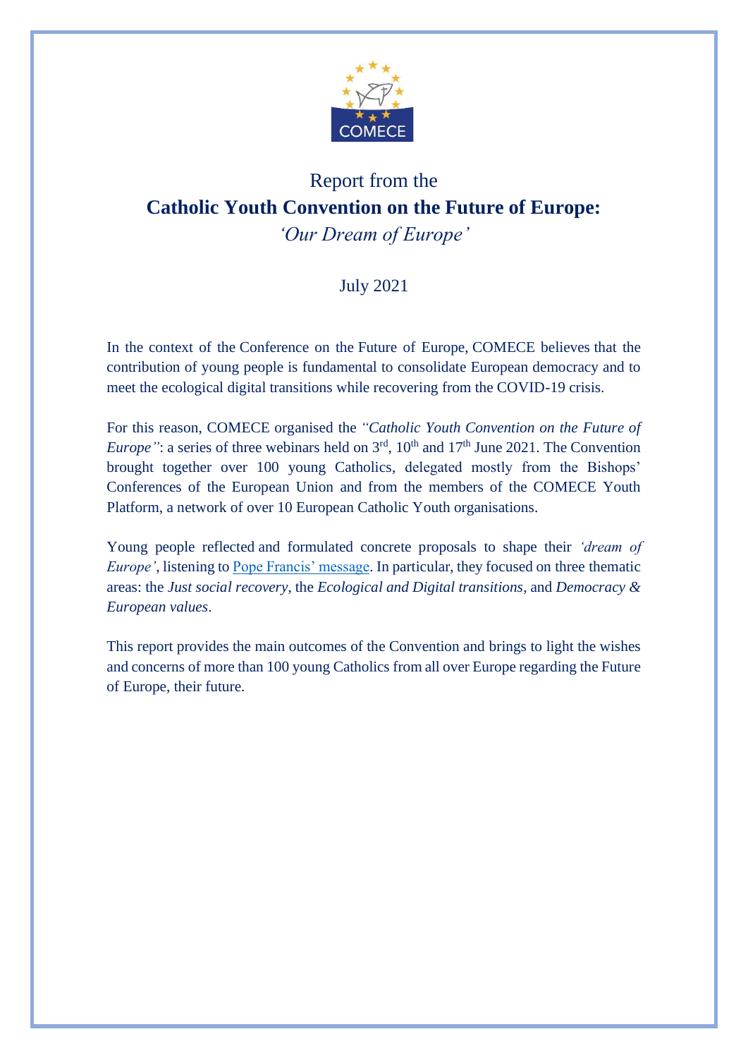# Report from the
# **Catholic Youth Convention on the Future of Europe:**
## *'Our Dream of Europe'*

July 2021

In the context of the Conference on the Future of Europe, COMECE believes that the contribution of young people is fundamental to consolidate European democracy and to meet the ecological digital transitions while recovering from the COVID-19 crisis.

For this reason, COMECE organised the *"Catholic Youth Convention on the Future of Europe"*: a series of three webinars held on 3rd, 10th and 17th June 2021. The Convention brought together over 100 young Catholics, delegated mostly from the Bishops' Conferences of the European Union and from the members of the COMECE Youth Platform, a network of over 10 European Catholic Youth organisations.

Young people reflected and formulated concrete proposals to shape their *'dream of Europe'*, listening to Pope Francis' message. In particular, they focused on three thematic areas: the *Just social recovery*, the *Ecological and Digital transitions*, and *Democracy & European values*.

This report provides the main outcomes of the Convention and brings to light the wishes and concerns of more than 100 young Catholics from all over Europe regarding the Future of Europe, their future.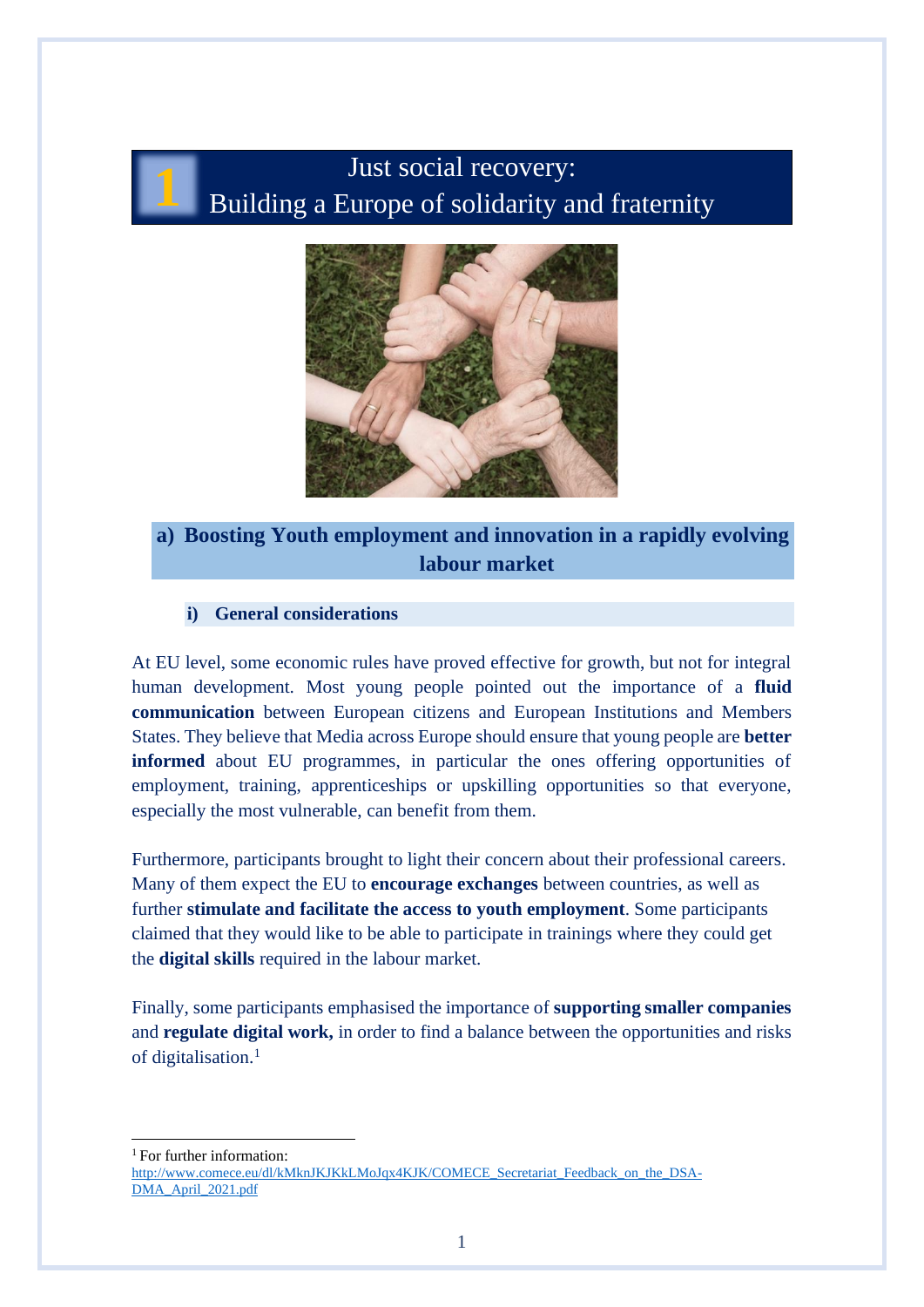# 1 Just social recovery: Building a Europe of solidarity and fraternity

## a) Boosting Youth employment and innovation in a rapidly evolving labour market

### i) General considerations

At EU level, some economic rules have proved effective for growth, but not for integral human development. Most young people pointed out the importance of a **fluid communication** between European citizens and European Institutions and Members States. They believe that Media across Europe should ensure that young people are **better informed** about EU programmes, in particular the ones offering opportunities of employment, training, apprenticeships or upskilling opportunities so that everyone, especially the most vulnerable, can benefit from them.

Furthermore, participants brought to light their concern about their professional careers. Many of them expect the EU to **encourage exchanges** between countries, as well as further **stimulate and facilitate the access to youth employment**. Some participants claimed that they would like to be able to participate in trainings where they could get the **digital skills** required in the labour market.

Finally, some participants emphasised the importance of **supporting smaller companies** and **regulate digital work,** in order to find a balance between the opportunities and risks of digitalisation.[1]

---

[1] For further information: http://www.comece.eu/dl/kMknJKJKkLMoJqx4KJK/COMECE_Secretariat_Feedback_on_the_DSA-DMA_April_2021.pdf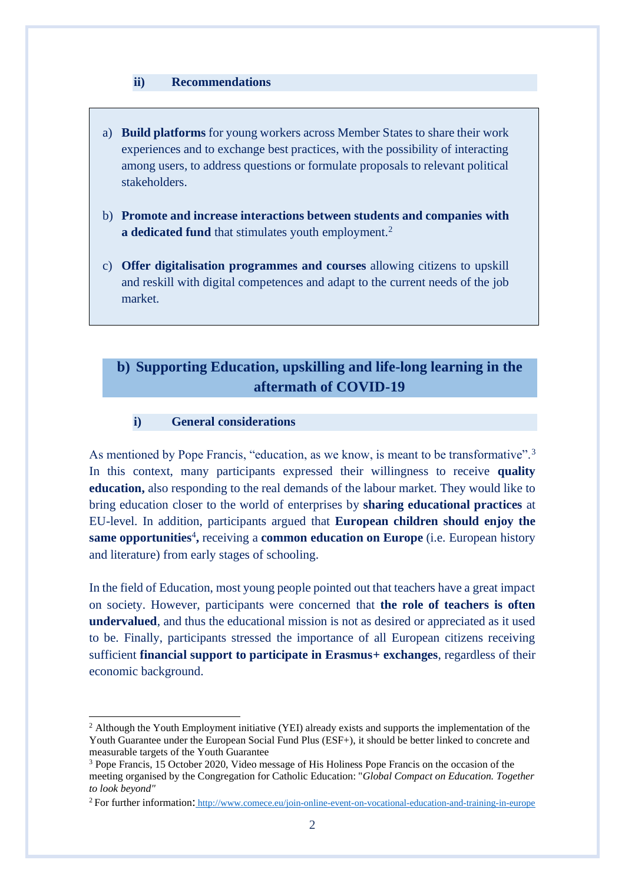#### ii) Recommendations

a) **Build platforms** for young workers across Member States to share their work experiences and to exchange best practices, with the possibility of interacting among users, to address questions or formulate proposals to relevant political stakeholders.

b) **Promote and increase interactions between students and companies with a dedicated fund** that stimulates youth employment.[2]

c) **Offer digitalisation programmes and courses** allowing citizens to upskill and reskill with digital competences and adapt to the current needs of the job market.

## b) Supporting Education, upskilling and life-long learning in the aftermath of COVID-19

#### i) General considerations

As mentioned by Pope Francis, "education, as we know, is meant to be transformative".[3] In this context, many participants expressed their willingness to receive **quality education,** also responding to the real demands of the labour market. They would like to bring education closer to the world of enterprises by **sharing educational practices** at EU-level. In addition, participants argued that **European children should enjoy the same opportunities**[4]**,** receiving a **common education on Europe** (i.e. European history and literature) from early stages of schooling.

In the field of Education, most young people pointed out that teachers have a great impact on society. However, participants were concerned that **the role of teachers is often undervalued**, and thus the educational mission is not as desired or appreciated as it used to be. Finally, participants stressed the importance of all European citizens receiving sufficient **financial support to participate in Erasmus+ exchanges**, regardless of their economic background.

---

[2] Although the Youth Employment initiative (YEI) already exists and supports the implementation of the Youth Guarantee under the European Social Fund Plus (ESF+), it should be better linked to concrete and measurable targets of the Youth Guarantee

[3] Pope Francis, 15 October 2020, Video message of His Holiness Pope Francis on the occasion of the meeting organised by the Congregation for Catholic Education: "*Global Compact on Education. Together to look beyond"*

[2] For further information: http://www.comece.eu/join-online-event-on-vocational-education-and-training-in-europe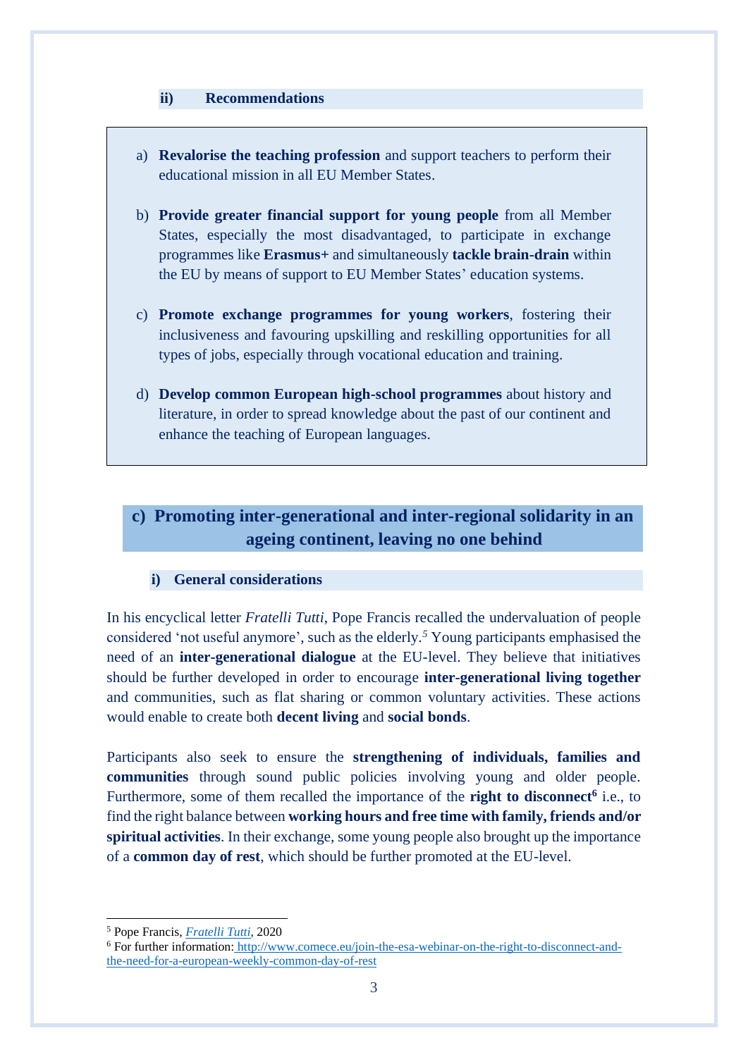#### ii) Recommendations

a) **Revalorise the teaching profession** and support teachers to perform their educational mission in all EU Member States.

b) **Provide greater financial support for young people** from all Member States, especially the most disadvantaged, to participate in exchange programmes like **Erasmus+** and simultaneously **tackle brain-drain** within the EU by means of support to EU Member States' education systems.

c) **Promote exchange programmes for young workers**, fostering their inclusiveness and favouring upskilling and reskilling opportunities for all types of jobs, especially through vocational education and training.

d) **Develop common European high-school programmes** about history and literature, in order to spread knowledge about the past of our continent and enhance the teaching of European languages.

### c) Promoting inter-generational and inter-regional solidarity in an ageing continent, leaving no one behind

#### i) General considerations

In his encyclical letter *Fratelli Tutti*, Pope Francis recalled the undervaluation of people considered 'not useful anymore', such as the elderly.[5] Young participants emphasised the need of an **inter-generational dialogue** at the EU-level. They believe that initiatives should be further developed in order to encourage **inter-generational living together** and communities, such as flat sharing or common voluntary activities. These actions would enable to create both **decent living** and **social bonds**.

Participants also seek to ensure the **strengthening of individuals, families and communities** through sound public policies involving young and older people. Furthermore, some of them recalled the importance of the **right to disconnect**[6] i.e., to find the right balance between **working hours and free time with family, friends and/or spiritual activities**. In their exchange, some young people also brought up the importance of a **common day of rest**, which should be further promoted at the EU-level.

---

[5] Pope Francis, *Fratelli Tutti*, 2020

[6] For further information: http://www.comece.eu/join-the-esa-webinar-on-the-right-to-disconnect-and-the-need-for-a-european-weekly-common-day-of-rest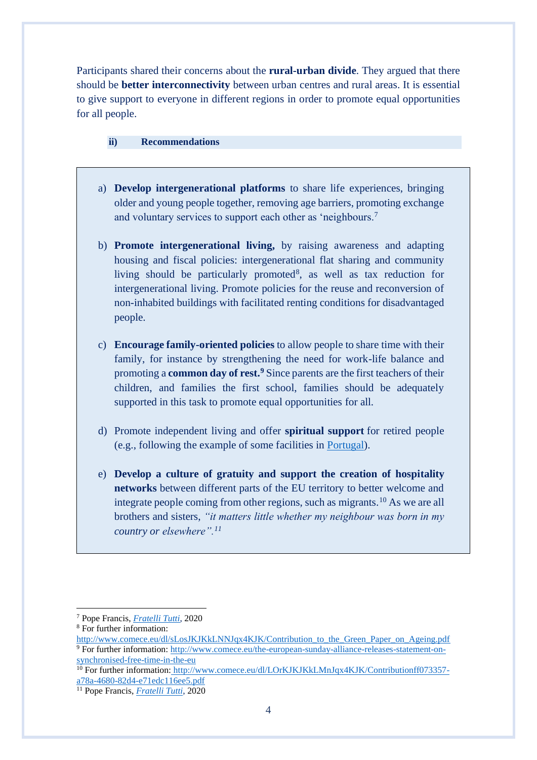Participants shared their concerns about the **rural-urban divide**. They argued that there should be **better interconnectivity** between urban centres and rural areas. It is essential to give support to everyone in different regions in order to promote equal opportunities for all people.

### ii) Recommendations

a) **Develop intergenerational platforms** to share life experiences, bringing older and young people together, removing age barriers, promoting exchange and voluntary services to support each other as 'neighbours.[7]

b) **Promote intergenerational living,** by raising awareness and adapting housing and fiscal policies: intergenerational flat sharing and community living should be particularly promoted[8], as well as tax reduction for intergenerational living. Promote policies for the reuse and reconversion of non-inhabited buildings with facilitated renting conditions for disadvantaged people.

c) **Encourage family-oriented policies** to allow people to share time with their family, for instance by strengthening the need for work-life balance and promoting a **common day of rest.**[9] Since parents are the first teachers of their children, and families the first school, families should be adequately supported in this task to promote equal opportunities for all.

d) Promote independent living and offer **spiritual support** for retired people (e.g., following the example of some facilities in Portugal).

e) **Develop a culture of gratuity and support the creation of hospitality networks** between different parts of the EU territory to better welcome and integrate people coming from other regions, such as migrants.[10] As we are all brothers and sisters, *"it matters little whether my neighbour was born in my country or elsewhere".*[11]

---

[7] Pope Francis, *Fratelli Tutti*, 2020

[8] For further information: http://www.comece.eu/dl/sLosJKJKkLNNJqx4KJK/Contribution_to_the_Green_Paper_on_Ageing.pdf

[9] For further information: http://www.comece.eu/the-european-sunday-alliance-releases-statement-on-synchronised-free-time-in-the-eu

[10] For further information: http://www.comece.eu/dl/LOrKJKJKkLMnJqx4KJK/Contributionff073357-a78a-4680-82d4-e71edc116ee5.pdf

[11] Pope Francis, *Fratelli Tutti*, 2020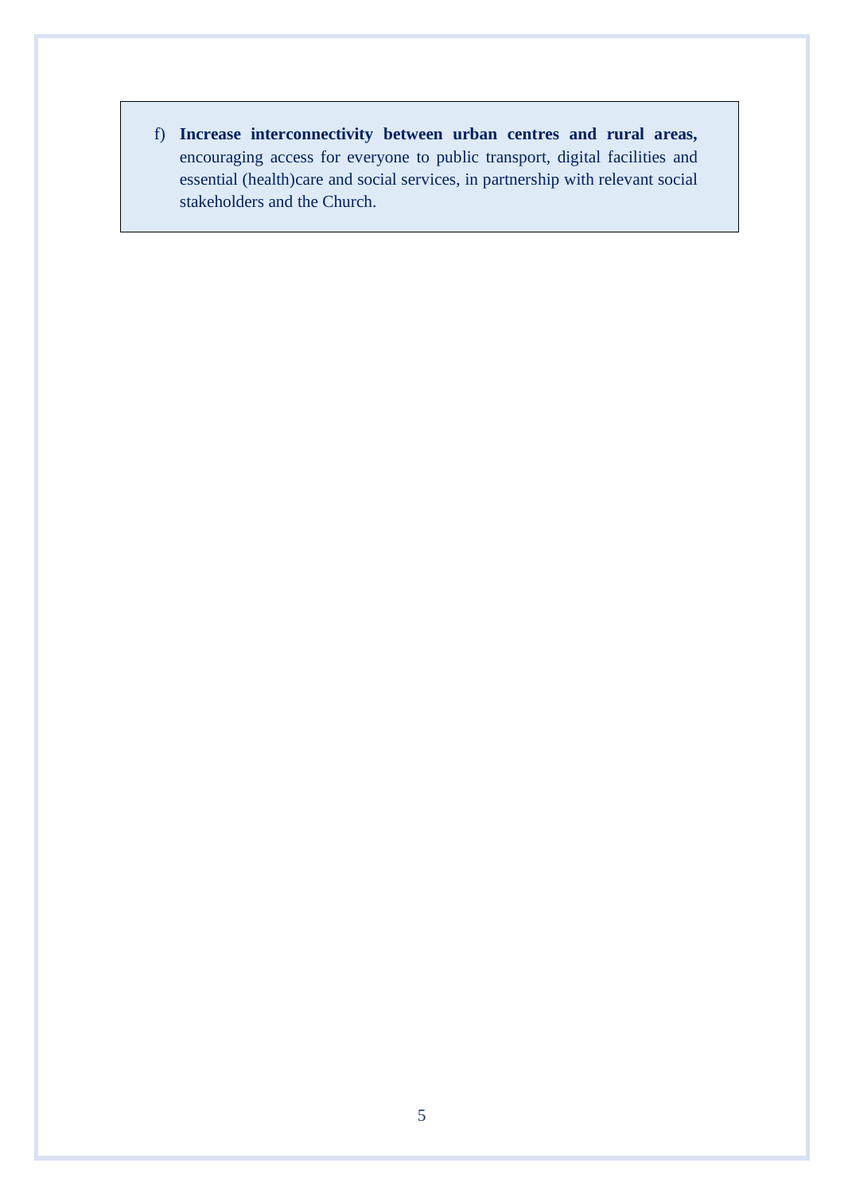f) **Increase interconnectivity between urban centres and rural areas,** encouraging access for everyone to public transport, digital facilities and essential (health)care and social services, in partnership with relevant social stakeholders and the Church.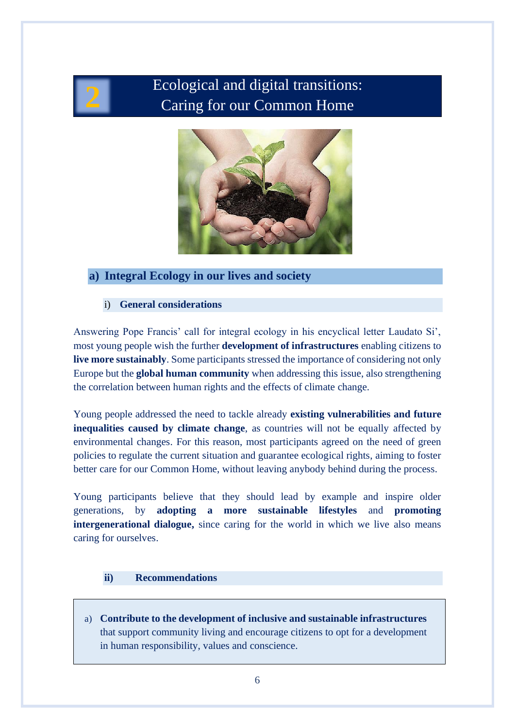# 2 Ecological and digital transitions: Caring for our Common Home

## a) Integral Ecology in our lives and society

### i) General considerations

Answering Pope Francis' call for integral ecology in his encyclical letter Laudato Si', most young people wish the further **development of infrastructures** enabling citizens to **live more sustainably**. Some participants stressed the importance of considering not only Europe but the **global human community** when addressing this issue, also strengthening the correlation between human rights and the effects of climate change.

Young people addressed the need to tackle already **existing vulnerabilities and future inequalities caused by climate change**, as countries will not be equally affected by environmental changes. For this reason, most participants agreed on the need of green policies to regulate the current situation and guarantee ecological rights, aiming to foster better care for our Common Home, without leaving anybody behind during the process.

Young participants believe that they should lead by example and inspire older generations, by **adopting a more sustainable lifestyles** and **promoting intergenerational dialogue,** since caring for the world in which we live also means caring for ourselves.

### ii) Recommendations

a) **Contribute to the development of inclusive and sustainable infrastructures** that support community living and encourage citizens to opt for a development in human responsibility, values and conscience.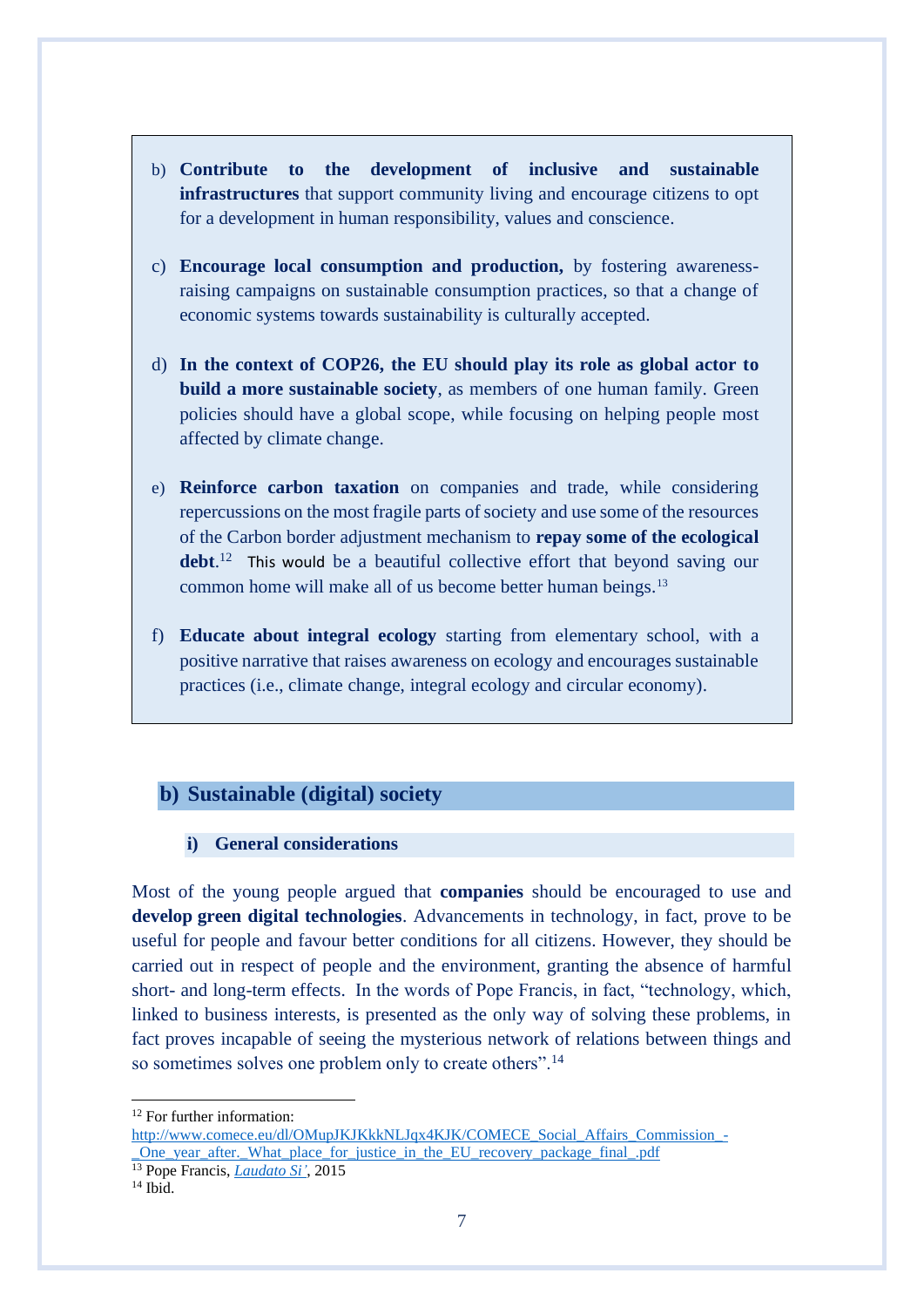b) **Contribute to the development of inclusive and sustainable infrastructures** that support community living and encourage citizens to opt for a development in human responsibility, values and conscience.

c) **Encourage local consumption and production,** by fostering awareness-raising campaigns on sustainable consumption practices, so that a change of economic systems towards sustainability is culturally accepted.

d) **In the context of COP26, the EU should play its role as global actor to build a more sustainable society**, as members of one human family. Green policies should have a global scope, while focusing on helping people most affected by climate change.

e) **Reinforce carbon taxation** on companies and trade, while considering repercussions on the most fragile parts of society and use some of the resources of the Carbon border adjustment mechanism to **repay some of the ecological debt**.[12] This would be a beautiful collective effort that beyond saving our common home will make all of us become better human beings.[13]

f) **Educate about integral ecology** starting from elementary school, with a positive narrative that raises awareness on ecology and encourages sustainable practices (i.e., climate change, integral ecology and circular economy).

## b) Sustainable (digital) society

### i) General considerations

Most of the young people argued that **companies** should be encouraged to use and **develop green digital technologies**. Advancements in technology, in fact, prove to be useful for people and favour better conditions for all citizens. However, they should be carried out in respect of people and the environment, granting the absence of harmful short- and long-term effects. In the words of Pope Francis, in fact, "technology, which, linked to business interests, is presented as the only way of solving these problems, in fact proves incapable of seeing the mysterious network of relations between things and so sometimes solves one problem only to create others".[14]

---

[12] For further information: http://www.comece.eu/dl/OMupJKJKkkNLJqx4KJK/COMECE_Social_Affairs_Commission_-_One_year_after._What_place_for_justice_in_the_EU_recovery_package_final_.pdf

[13] Pope Francis, *Laudato Si'*, 2015

[14] Ibid.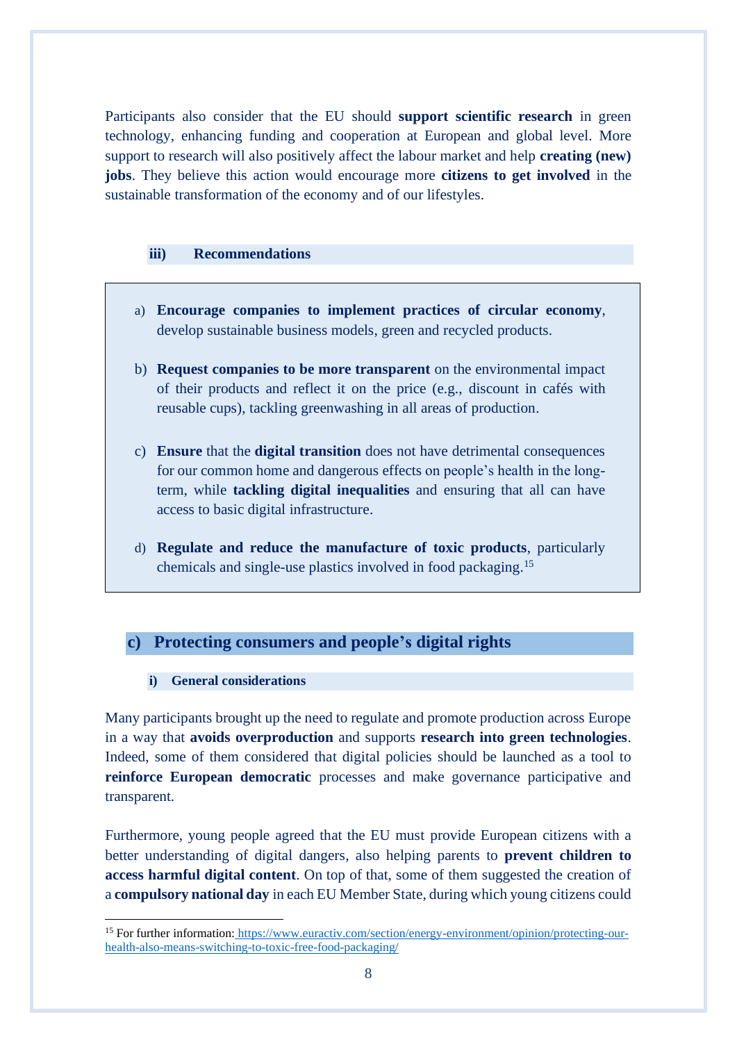Participants also consider that the EU should **support scientific research** in green technology, enhancing funding and cooperation at European and global level. More support to research will also positively affect the labour market and help **creating (new) jobs**. They believe this action would encourage more **citizens to get involved** in the sustainable transformation of the economy and of our lifestyles.

#### iii) Recommendations

a) **Encourage companies to implement practices of circular economy**, develop sustainable business models, green and recycled products.

b) **Request companies to be more transparent** on the environmental impact of their products and reflect it on the price (e.g., discount in cafés with reusable cups), tackling greenwashing in all areas of production.

c) **Ensure** that the **digital transition** does not have detrimental consequences for our common home and dangerous effects on people's health in the long-term, while **tackling digital inequalities** and ensuring that all can have access to basic digital infrastructure.

d) **Regulate and reduce the manufacture of toxic products**, particularly chemicals and single-use plastics involved in food packaging.[15]

## c) Protecting consumers and people's digital rights

#### i) General considerations

Many participants brought up the need to regulate and promote production across Europe in a way that **avoids overproduction** and supports **research into green technologies**. Indeed, some of them considered that digital policies should be launched as a tool to **reinforce European democratic** processes and make governance participative and transparent.

Furthermore, young people agreed that the EU must provide European citizens with a better understanding of digital dangers, also helping parents to **prevent children to access harmful digital content**. On top of that, some of them suggested the creation of a **compulsory national day** in each EU Member State, during which young citizens could

---

[15] For further information: https://www.euractiv.com/section/energy-environment/opinion/protecting-our-health-also-means-switching-to-toxic-free-food-packaging/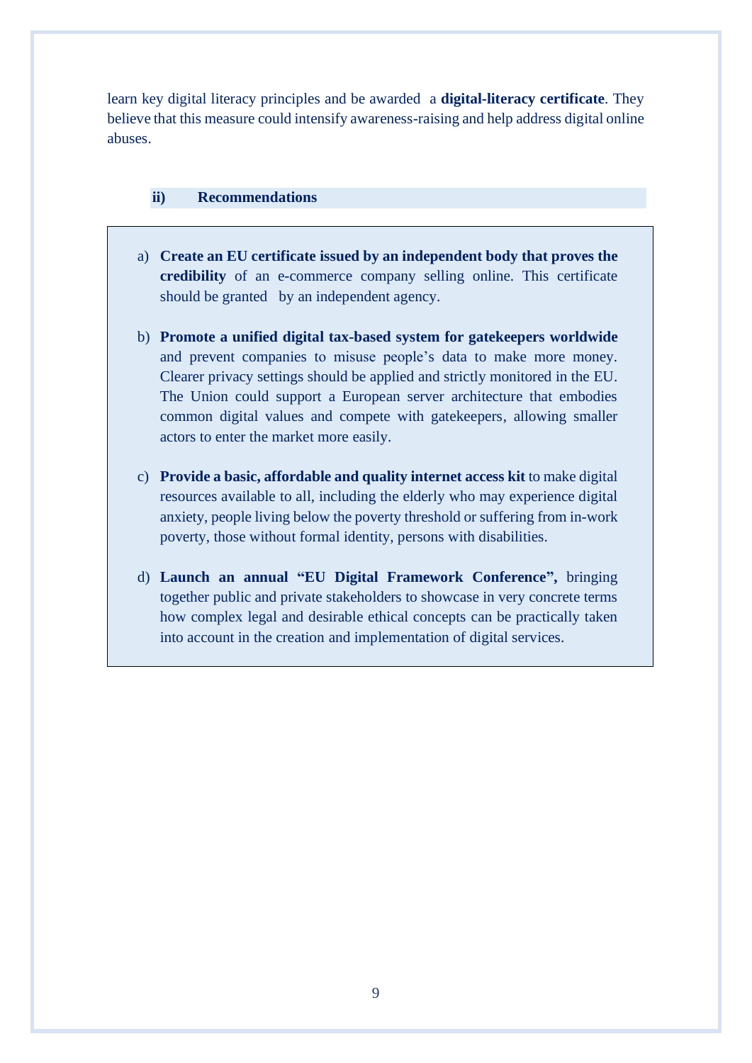learn key digital literacy principles and be awarded a **digital-literacy certificate**. They believe that this measure could intensify awareness-raising and help address digital online abuses.

### ii) Recommendations

a) **Create an EU certificate issued by an independent body that proves the credibility** of an e-commerce company selling online. This certificate should be granted by an independent agency.

b) **Promote a unified digital tax-based system for gatekeepers worldwide** and prevent companies to misuse people's data to make more money. Clearer privacy settings should be applied and strictly monitored in the EU. The Union could support a European server architecture that embodies common digital values and compete with gatekeepers, allowing smaller actors to enter the market more easily.

c) **Provide a basic, affordable and quality internet access kit** to make digital resources available to all, including the elderly who may experience digital anxiety, people living below the poverty threshold or suffering from in-work poverty, those without formal identity, persons with disabilities.

d) **Launch an annual "EU Digital Framework Conference",** bringing together public and private stakeholders to showcase in very concrete terms how complex legal and desirable ethical concepts can be practically taken into account in the creation and implementation of digital services.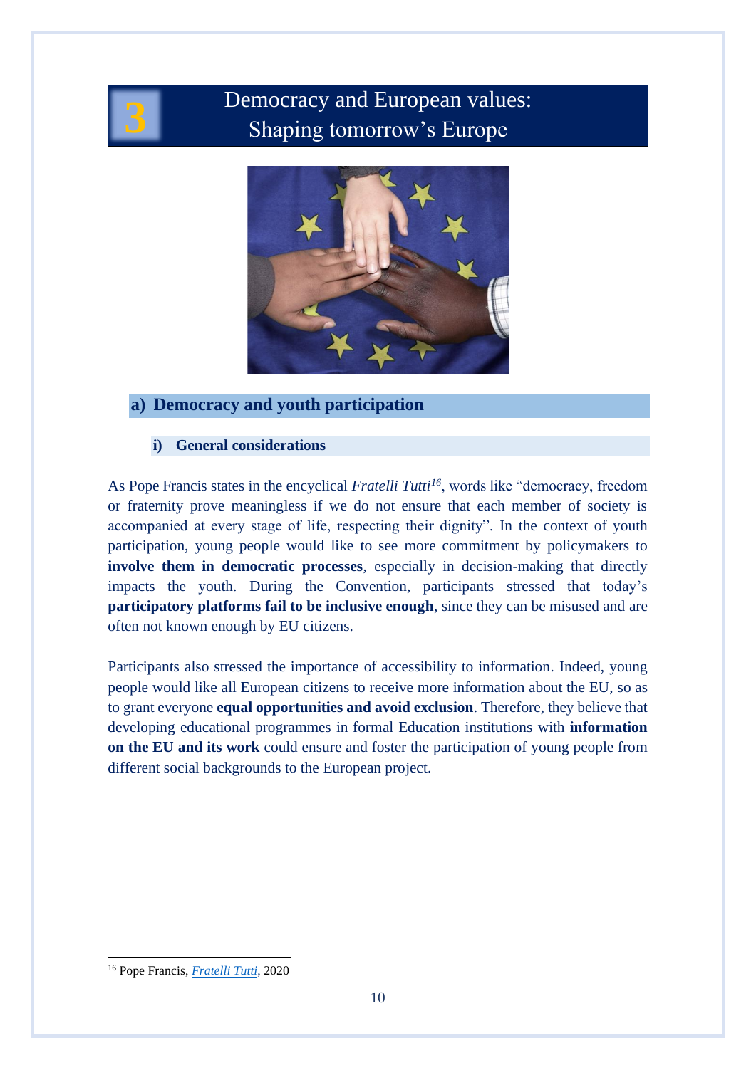# 3 Democracy and European values: Shaping tomorrow's Europe

## a) Democracy and youth participation

### i) General considerations

As Pope Francis states in the encyclical *Fratelli Tutti*[16], words like "democracy, freedom or fraternity prove meaningless if we do not ensure that each member of society is accompanied at every stage of life, respecting their dignity". In the context of youth participation, young people would like to see more commitment by policymakers to **involve them in democratic processes**, especially in decision-making that directly impacts the youth. During the Convention, participants stressed that today's **participatory platforms fail to be inclusive enough**, since they can be misused and are often not known enough by EU citizens.

Participants also stressed the importance of accessibility to information. Indeed, young people would like all European citizens to receive more information about the EU, so as to grant everyone **equal opportunities and avoid exclusion**. Therefore, they believe that developing educational programmes in formal Education institutions with **information on the EU and its work** could ensure and foster the participation of young people from different social backgrounds to the European project.

---

[16] Pope Francis, *Fratelli Tutti*, 2020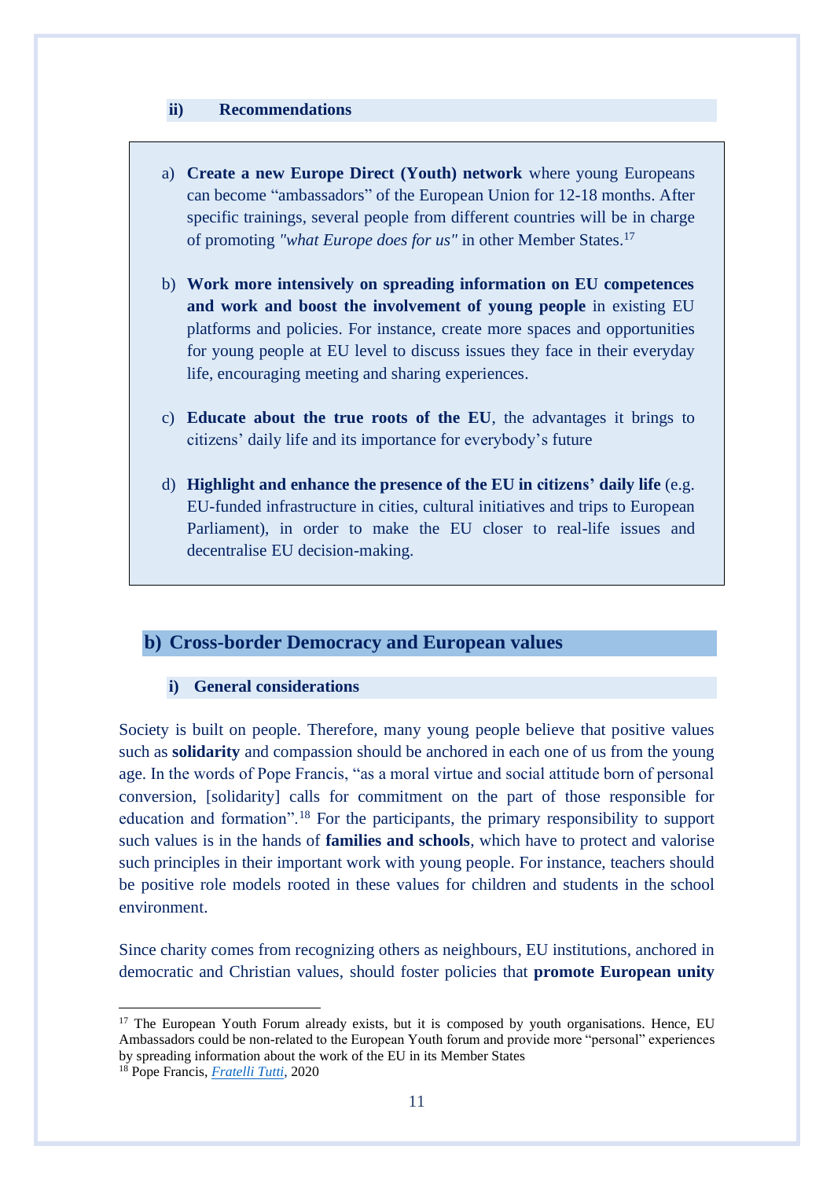#### ii) Recommendations

a) **Create a new Europe Direct (Youth) network** where young Europeans can become "ambassadors" of the European Union for 12-18 months. After specific trainings, several people from different countries will be in charge of promoting *"what Europe does for us"* in other Member States.[17]

b) **Work more intensively on spreading information on EU competences and work and boost the involvement of young people** in existing EU platforms and policies. For instance, create more spaces and opportunities for young people at EU level to discuss issues they face in their everyday life, encouraging meeting and sharing experiences.

c) **Educate about the true roots of the EU**, the advantages it brings to citizens' daily life and its importance for everybody's future

d) **Highlight and enhance the presence of the EU in citizens' daily life** (e.g. EU-funded infrastructure in cities, cultural initiatives and trips to European Parliament), in order to make the EU closer to real-life issues and decentralise EU decision-making.

## b) Cross-border Democracy and European values

#### i) General considerations

Society is built on people. Therefore, many young people believe that positive values such as **solidarity** and compassion should be anchored in each one of us from the young age. In the words of Pope Francis, "as a moral virtue and social attitude born of personal conversion, [solidarity] calls for commitment on the part of those responsible for education and formation".[18] For the participants, the primary responsibility to support such values is in the hands of **families and schools**, which have to protect and valorise such principles in their important work with young people. For instance, teachers should be positive role models rooted in these values for children and students in the school environment.

Since charity comes from recognizing others as neighbours, EU institutions, anchored in democratic and Christian values, should foster policies that **promote European unity**

---

[17] The European Youth Forum already exists, but it is composed by youth organisations. Hence, EU Ambassadors could be non-related to the European Youth forum and provide more "personal" experiences by spreading information about the work of the EU in its Member States

[18] Pope Francis, *Fratelli Tutti*, 2020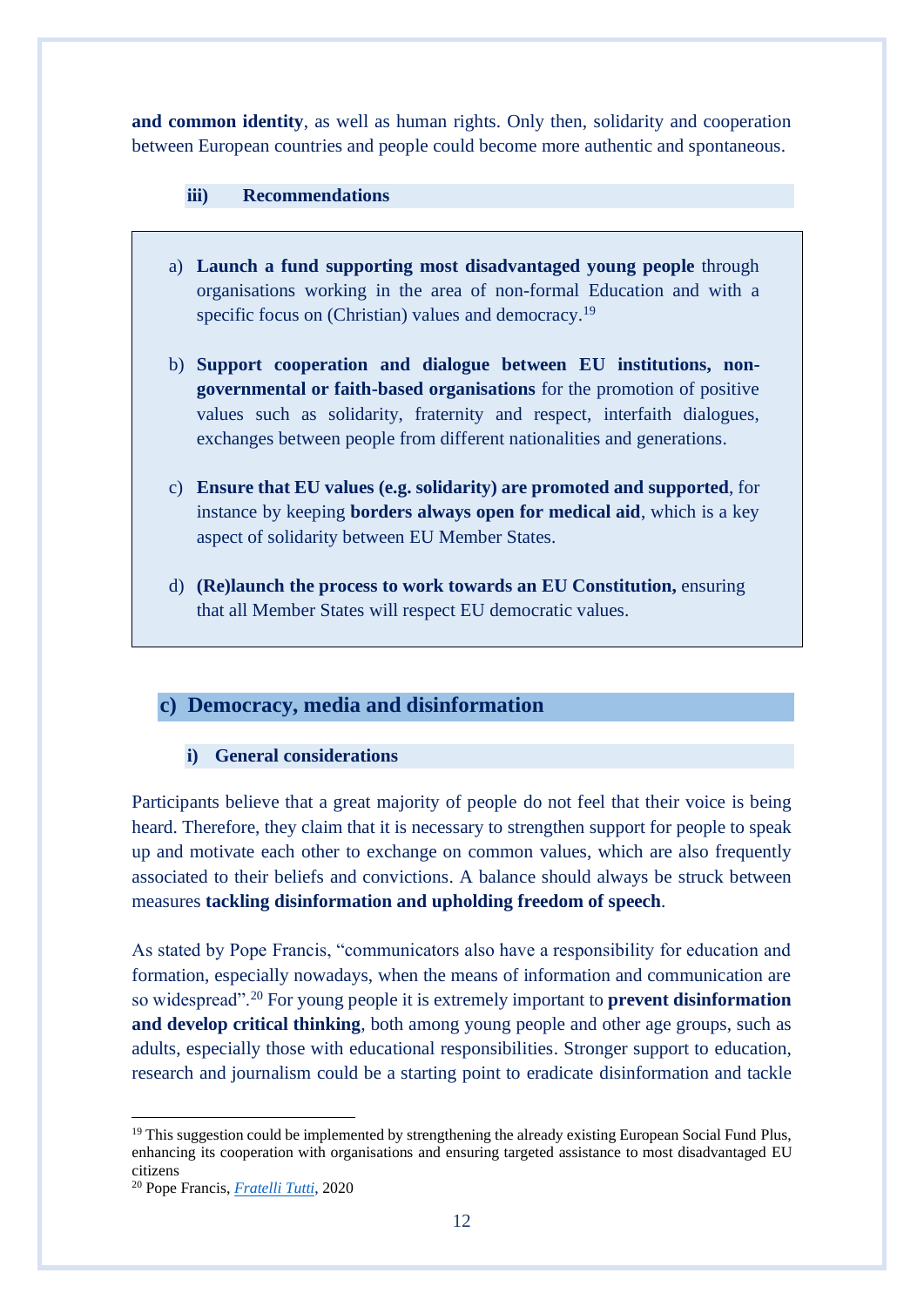**and common identity**, as well as human rights. Only then, solidarity and cooperation between European countries and people could become more authentic and spontaneous.

#### iii) Recommendations

a) **Launch a fund supporting most disadvantaged young people** through organisations working in the area of non-formal Education and with a specific focus on (Christian) values and democracy.[19]

b) **Support cooperation and dialogue between EU institutions, non-governmental or faith-based organisations** for the promotion of positive values such as solidarity, fraternity and respect, interfaith dialogues, exchanges between people from different nationalities and generations.

c) **Ensure that EU values (e.g. solidarity) are promoted and supported**, for instance by keeping **borders always open for medical aid**, which is a key aspect of solidarity between EU Member States.

d) **(Re)launch the process to work towards an EU Constitution,** ensuring that all Member States will respect EU democratic values.

### c) Democracy, media and disinformation

#### i) General considerations

Participants believe that a great majority of people do not feel that their voice is being heard. Therefore, they claim that it is necessary to strengthen support for people to speak up and motivate each other to exchange on common values, which are also frequently associated to their beliefs and convictions. A balance should always be struck between measures **tackling disinformation and upholding freedom of speech**.

As stated by Pope Francis, "communicators also have a responsibility for education and formation, especially nowadays, when the means of information and communication are so widespread".[20] For young people it is extremely important to **prevent disinformation and develop critical thinking**, both among young people and other age groups, such as adults, especially those with educational responsibilities. Stronger support to education, research and journalism could be a starting point to eradicate disinformation and tackle

---

[19] This suggestion could be implemented by strengthening the already existing European Social Fund Plus, enhancing its cooperation with organisations and ensuring targeted assistance to most disadvantaged EU citizens

[20] Pope Francis, *Fratelli Tutti*, 2020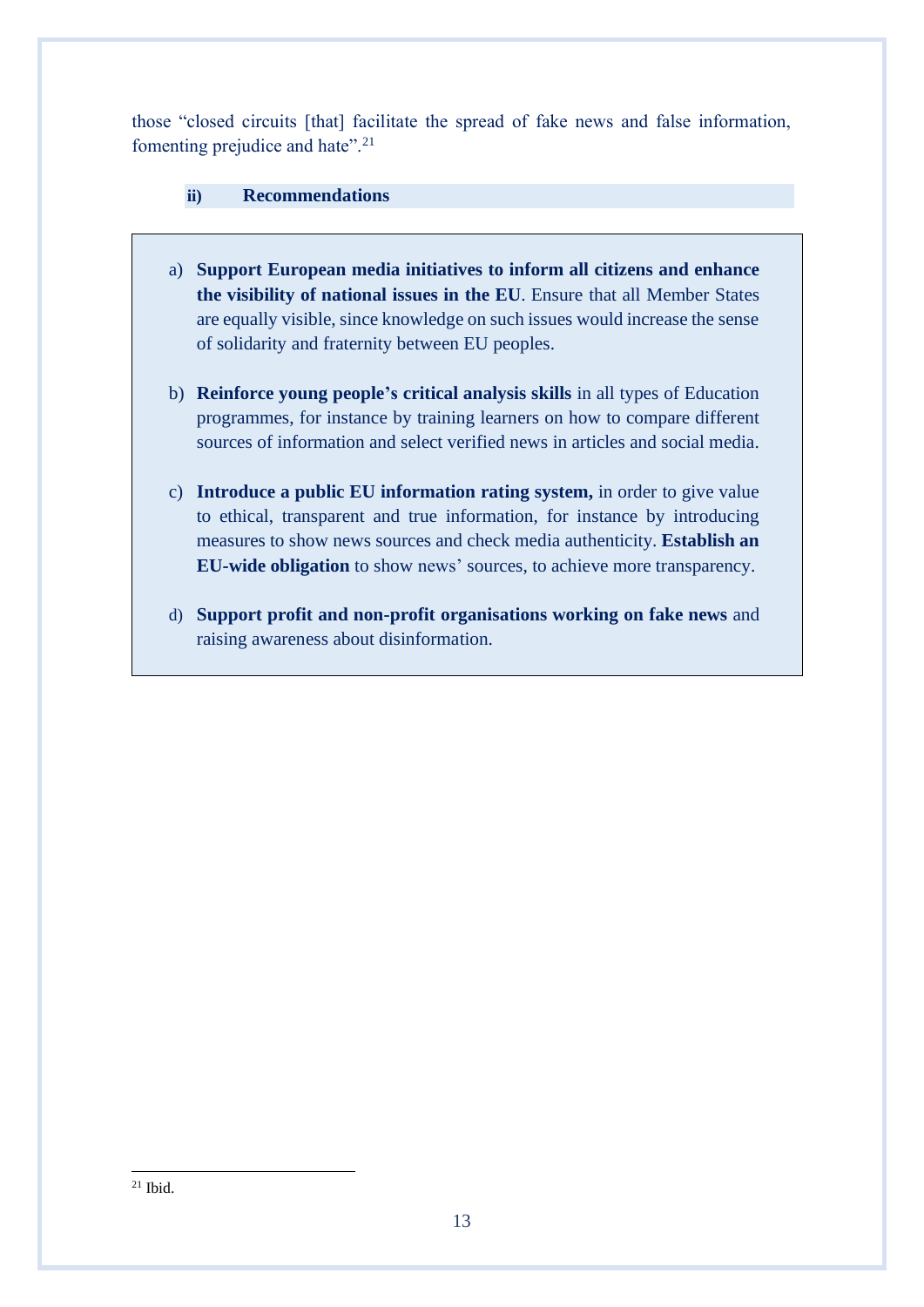those “closed circuits [that] facilitate the spread of fake news and false information, fomenting prejudice and hate”.[21]

### ii) Recommendations

a) **Support European media initiatives to inform all citizens and enhance the visibility of national issues in the EU**. Ensure that all Member States are equally visible, since knowledge on such issues would increase the sense of solidarity and fraternity between EU peoples.

b) **Reinforce young people’s critical analysis skills** in all types of Education programmes, for instance by training learners on how to compare different sources of information and select verified news in articles and social media.

c) **Introduce a public EU information rating system,** in order to give value to ethical, transparent and true information, for instance by introducing measures to show news sources and check media authenticity. **Establish an EU-wide obligation** to show news’ sources, to achieve more transparency.

d) **Support profit and non-profit organisations working on fake news** and raising awareness about disinformation.

[21] Ibid.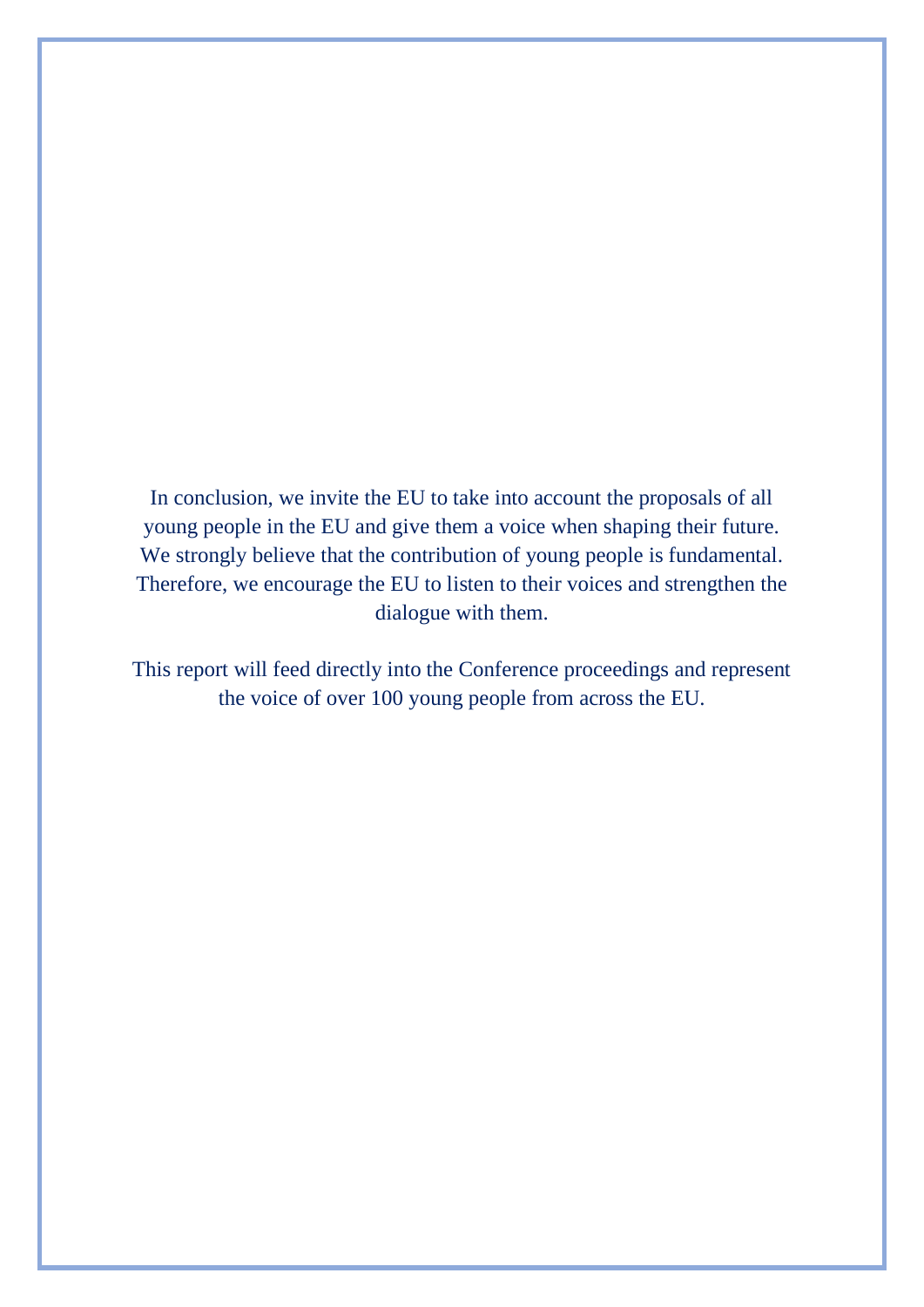In conclusion, we invite the EU to take into account the proposals of all young people in the EU and give them a voice when shaping their future. We strongly believe that the contribution of young people is fundamental. Therefore, we encourage the EU to listen to their voices and strengthen the dialogue with them.

This report will feed directly into the Conference proceedings and represent the voice of over 100 young people from across the EU.